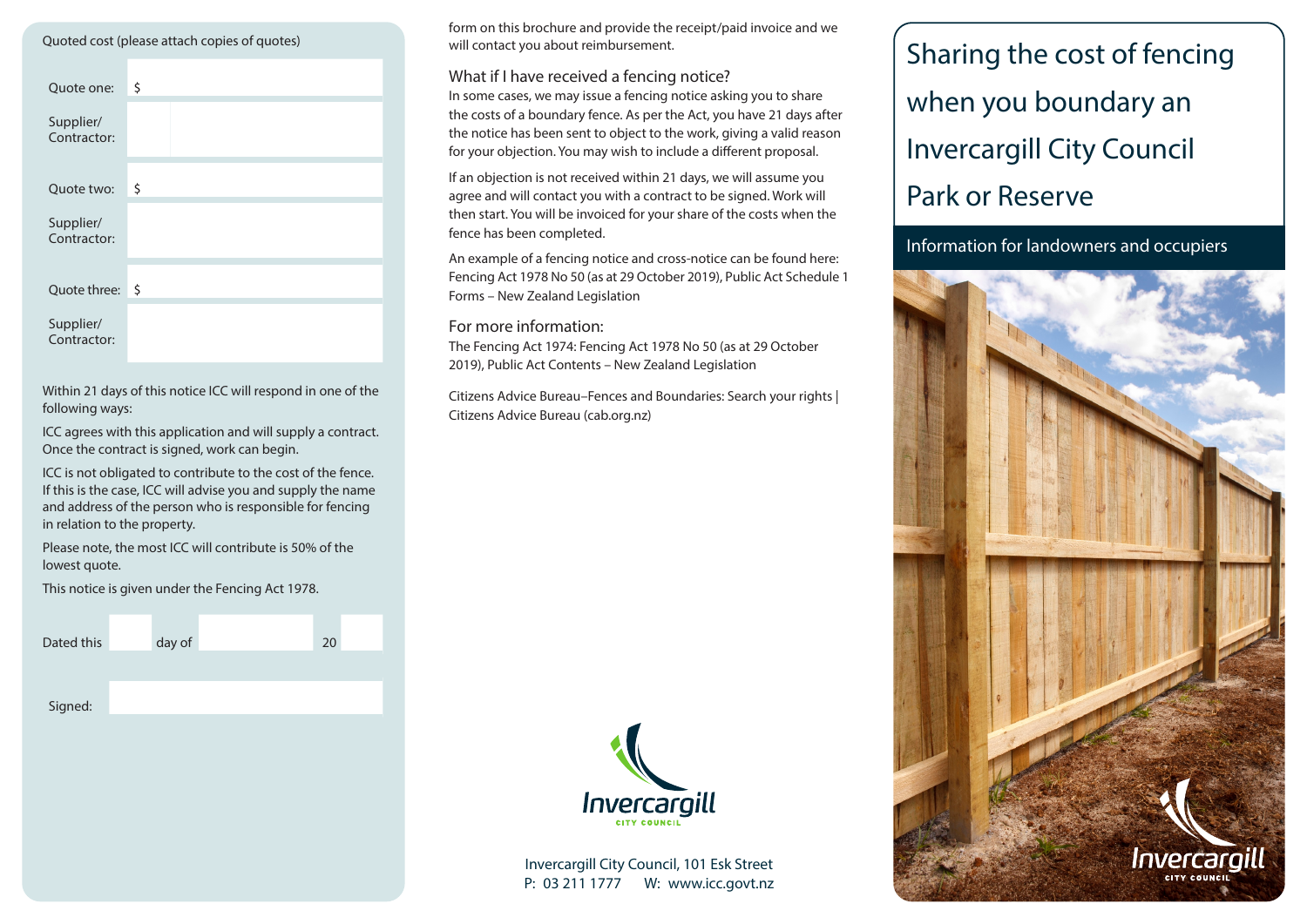Quoted cost (please attach copies of quotes)

| | |
|---|---|
| Quote one: | $ |
| Supplier/ Contractor: | |
| Quote two: | $ |
| Supplier/ Contractor: | |
| Quote three: | $ |
| Supplier/ Contractor: | |

Within 21 days of this notice ICC will respond in one of the following ways:

ICC agrees with this application and will supply a contract. Once the contract is signed, work can begin.

ICC is not obligated to contribute to the cost of the fence. If this is the case, ICC will advise you and supply the name and address of the person who is responsible for fencing in relation to the property.

Please note, the most ICC will contribute is 50% of the lowest quote.

This notice is given under the Fencing Act 1978.

Dated this ______ day of ______________ 20____

Signed: ______________________

form on this brochure and provide the receipt/paid invoice and we will contact you about reimbursement.

## What if I have received a fencing notice?

In some cases, we may issue a fencing notice asking you to share the costs of a boundary fence. As per the Act, you have 21 days after the notice has been sent to object to the work, giving a valid reason for your objection. You may wish to include a different proposal.

If an objection is not received within 21 days, we will assume you agree and will contact you with a contract to be signed. Work will then start. You will be invoiced for your share of the costs when the fence has been completed.

An example of a fencing notice and cross-notice can be found here: Fencing Act 1978 No 50 (as at 29 October 2019), Public Act Schedule 1 Forms – New Zealand Legislation

## For more information:

The Fencing Act 1974: Fencing Act 1978 No 50 (as at 29 October 2019), Public Act Contents – New Zealand Legislation

Citizens Advice Bureau–Fences and Boundaries: Search your rights | Citizens Advice Bureau (cab.org.nz)

Invercargill CITY COUNCIL

Invercargill City Council, 101 Esk Street
P: 03 211 1777 W: www.icc.govt.nz

# Sharing the cost of fencing when you boundary an Invercargill City Council Park or Reserve

Information for landowners and occupiers

Invercargill CITY COUNCIL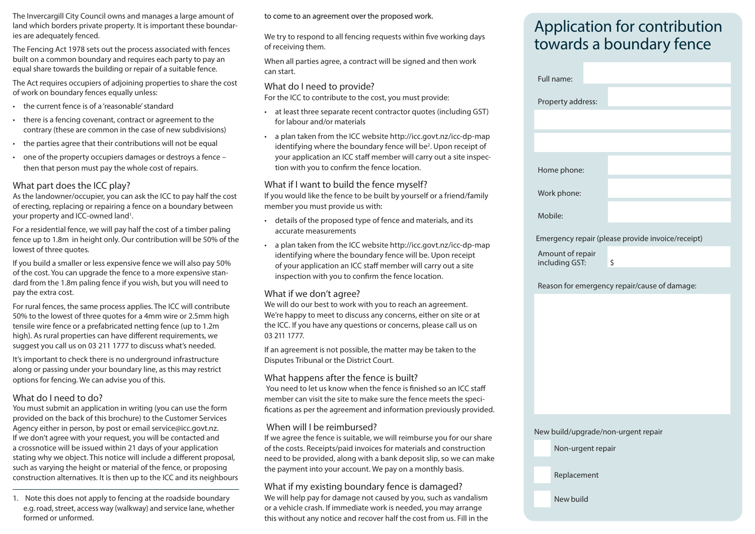The Invercargill City Council owns and manages a large amount of land which borders private property. It is important these boundaries are adequately fenced.

The Fencing Act 1978 sets out the process associated with fences built on a common boundary and requires each party to pay an equal share towards the building or repair of a suitable fence.

The Act requires occupiers of adjoining properties to share the cost of work on boundary fences equally unless:

- the current fence is of a 'reasonable' standard
- there is a fencing covenant, contract or agreement to the contrary (these are common in the case of new subdivisions)
- the parties agree that their contributions will not be equal
- one of the property occupiers damages or destroys a fence – then that person must pay the whole cost of repairs.

## What part does the ICC play?

As the landowner/occupier, you can ask the ICC to pay half the cost of erecting, replacing or repairing a fence on a boundary between your property and ICC-owned land[1].

For a residential fence, we will pay half the cost of a timber paling fence up to 1.8m in height only. Our contribution will be 50% of the lowest of three quotes.

If you build a smaller or less expensive fence we will also pay 50% of the cost. You can upgrade the fence to a more expensive standard from the 1.8m paling fence if you wish, but you will need to pay the extra cost.

For rural fences, the same process applies. The ICC will contribute 50% to the lowest of three quotes for a 4mm wire or 2.5mm high tensile wire fence or a prefabricated netting fence (up to 1.2m high). As rural properties can have different requirements, we suggest you call us on 03 211 1777 to discuss what's needed.

It's important to check there is no underground infrastructure along or passing under your boundary line, as this may restrict options for fencing. We can advise you of this.

## What do I need to do?

You must submit an application in writing (you can use the form provided on the back of this brochure) to the Customer Services Agency either in person, by post or email service@icc.govt.nz. If we don't agree with your request, you will be contacted and a crossnotice will be issued within 21 days of your application stating why we object. This notice will include a different proposal, such as varying the height or material of the fence, or proposing construction alternatives. It is then up to the ICC and its neighbours to come to an agreement over the proposed work.

We try to respond to all fencing requests within five working days of receiving them.

When all parties agree, a contract will be signed and then work can start.

## What do I need to provide?

For the ICC to contribute to the cost, you must provide:

- at least three separate recent contractor quotes (including GST) for labour and/or materials
- a plan taken from the ICC website http://icc.govt.nz/icc-dp-map identifying where the boundary fence will be[2]. Upon receipt of your application an ICC staff member will carry out a site inspection with you to confirm the fence location.

## What if I want to build the fence myself?

If you would like the fence to be built by yourself or a friend/family member you must provide us with:

- details of the proposed type of fence and materials, and its accurate measurements
- a plan taken from the ICC website http://icc.govt.nz/icc-dp-map identifying where the boundary fence will be. Upon receipt of your application an ICC staff member will carry out a site inspection with you to confirm the fence location.

## What if we don't agree?

We will do our best to work with you to reach an agreement. We're happy to meet to discuss any concerns, either on site or at the ICC. If you have any questions or concerns, please call us on 03 211 1777.

If an agreement is not possible, the matter may be taken to the Disputes Tribunal or the District Court.

## What happens after the fence is built?

You need to let us know when the fence is finished so an ICC staff member can visit the site to make sure the fence meets the specifications as per the agreement and information previously provided.

## When will I be reimbursed?

If we agree the fence is suitable, we will reimburse you for our share of the costs. Receipts/paid invoices for materials and construction need to be provided, along with a bank deposit slip, so we can make the payment into your account. We pay on a monthly basis.

## What if my existing boundary fence is damaged?

We will help pay for damage not caused by you, such as vandalism or a vehicle crash. If immediate work is needed, you may arrange this without any notice and recover half the cost from us. Fill in the

1. Note this does not apply to fencing at the roadside boundary e.g. road, street, access way (walkway) and service lane, whether formed or unformed.

# Application for contribution towards a boundary fence

Full name:

Property address:

Home phone:

Work phone:

Mobile:

Emergency repair (please provide invoice/receipt)

Amount of repair including GST: $

Reason for emergency repair/cause of damage:

New build/upgrade/non-urgent repair

- [ ] Non-urgent repair
- [ ] Replacement
- [ ] New build